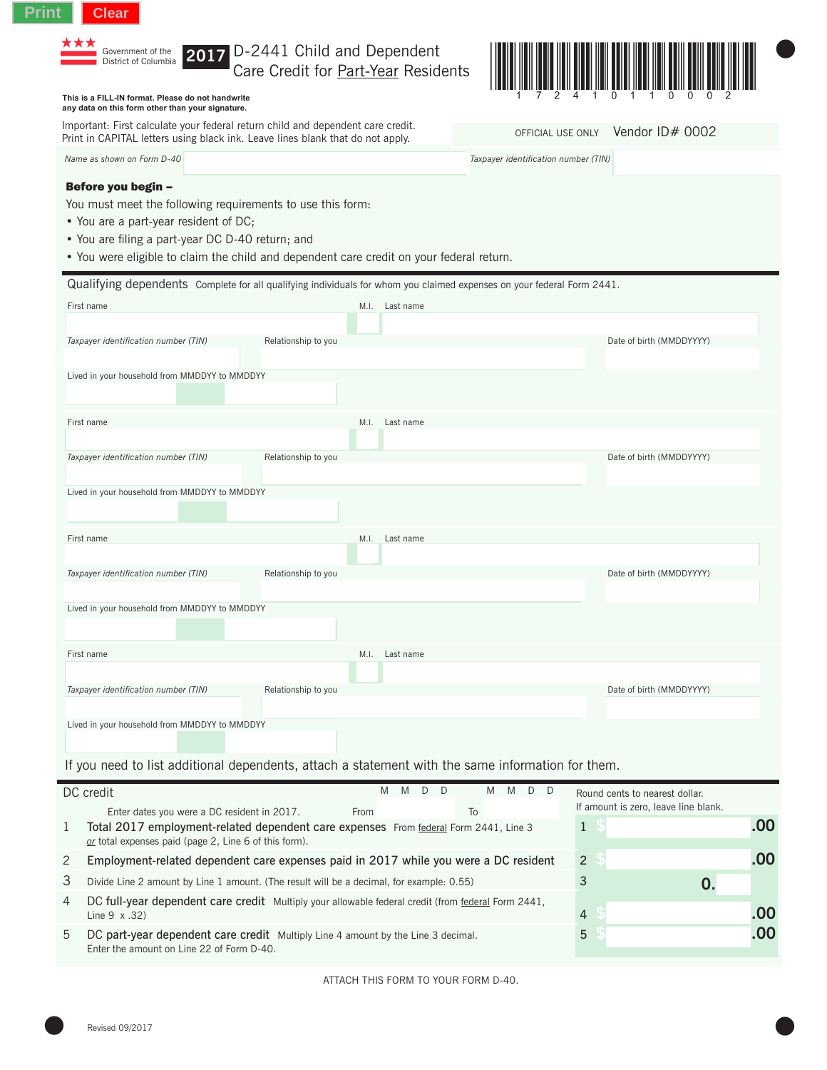Print Clear

Government of the District of Columbia

# 2017 D-2441 Child and Dependent Care Credit for Part-Year Residents

1 7 2 4 1 0 1 1 0 0 0 2

**This is a FILL-IN format. Please do not handwrite any data on this form other than your signature.**

Important: First calculate your federal return child and dependent care credit. Print in CAPITAL letters using black ink. Leave lines blank that do not apply.

OFFICIAL USE ONLY Vendor ID# 0002

*Name as shown on Form D-40* *Taxpayer identification number (TIN)*

**Before you begin –**

You must meet the following requirements to use this form:

- You are a part-year resident of DC;
- You are filing a part-year DC D-40 return; and
- You were eligible to claim the child and dependent care credit on your federal return.

## Qualifying dependents

Complete for all qualifying individuals for whom you claimed expenses on your federal Form 2441.

First name | M.I. | Last name

*Taxpayer identification number (TIN)* | Relationship to you | Date of birth (MMDDYYYY)

Lived in your household from MMDDYY to MMDDYY

First name | M.I. | Last name

*Taxpayer identification number (TIN)* | Relationship to you | Date of birth (MMDDYYYY)

Lived in your household from MMDDYY to MMDDYY

First name | M.I. | Last name

*Taxpayer identification number (TIN)* | Relationship to you | Date of birth (MMDDYYYY)

Lived in your household from MMDDYY to MMDDYY

First name | M.I. | Last name

*Taxpayer identification number (TIN)* | Relationship to you | Date of birth (MMDDYYYY)

Lived in your household from MMDDYY to MMDDYY

If you need to list additional dependents, attach a statement with the same information for them.

## DC credit

Round cents to nearest dollar. If amount is zero, leave line blank.

Enter dates you were a DC resident in 2017. From M M D D To M M D D

1 **Total 2017 employment-related dependent care expenses** From federal Form 2441, Line 3 *or* total expenses paid (page 2, Line 6 of this form). — 1 $ .00

2 **Employment-related dependent care expenses paid in 2017 while you were a DC resident** — 2 $ .00

3 Divide Line 2 amount by Line 1 amount. (The result will be a decimal, for example: 0.55) — 3 0.

4 **DC full-year dependent care credit** Multiply your allowable federal credit (from federal Form 2441, Line 9 x .32) — 4 $ .00

5 **DC part-year dependent care credit** Multiply Line 4 amount by the Line 3 decimal. Enter the amount on Line 22 of Form D-40. — 5 $ .00

ATTACH THIS FORM TO YOUR FORM D-40.

Revised 09/2017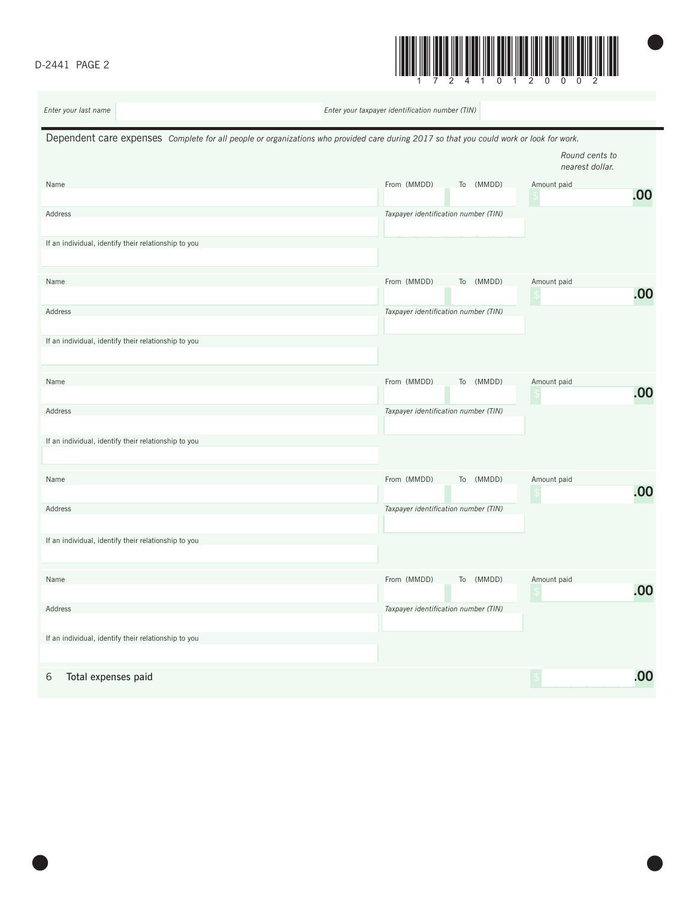D-2441 PAGE 2

1 7 2 4 1 0 1 2 0 0 0 2

*Enter your last name* | *Enter your taxpayer identification number (TIN)*

## Dependent care expenses *Complete for all people or organizations who provided care during 2017 so that you could work or look for work.*

*Round cents to nearest dollar.*

Name | From (MMDD) | To (MMDD) | Amount paid $ .00

Address | *Taxpayer identification number (TIN)*

If an individual, identify their relationship to you

Name | From (MMDD) | To (MMDD) | Amount paid $ .00

Address | *Taxpayer identification number (TIN)*

If an individual, identify their relationship to you

Name | From (MMDD) | To (MMDD) | Amount paid $ .00

Address | *Taxpayer identification number (TIN)*

If an individual, identify their relationship to you

Name | From (MMDD) | To (MMDD) | Amount paid $ .00

Address | *Taxpayer identification number (TIN)*

If an individual, identify their relationship to you

Name | From (MMDD) | To (MMDD) | Amount paid $ .00

Address | *Taxpayer identification number (TIN)*

If an individual, identify their relationship to you

6 **Total expenses paid** $ .00